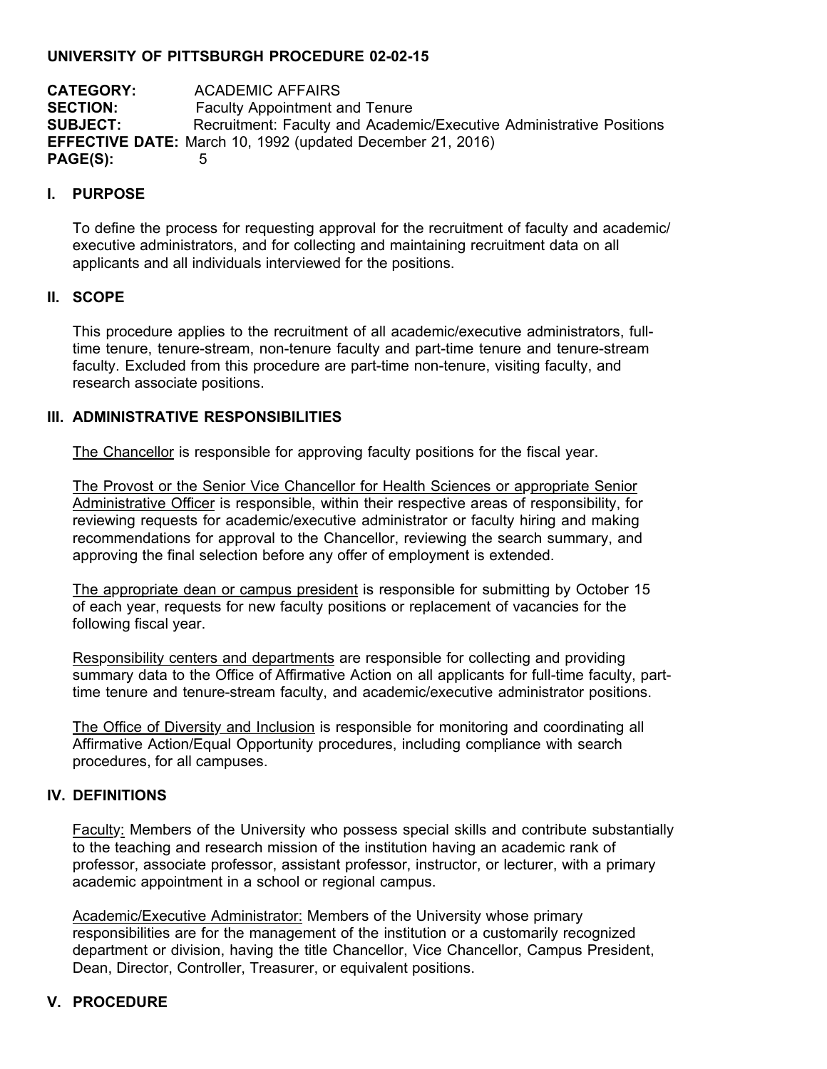**UNIVERSITY OF PITTSBURGH PROCEDURE 02-02-15**

**CATEGORY:** ACADEMIC AFFAIRS
**SECTION:** Faculty Appointment and Tenure
**SUBJECT:** Recruitment: Faculty and Academic/Executive Administrative Positions
**EFFECTIVE DATE:** March 10, 1992 (updated December 21, 2016)
**PAGE(S):** 5

## I. PURPOSE

To define the process for requesting approval for the recruitment of faculty and academic/ executive administrators, and for collecting and maintaining recruitment data on all applicants and all individuals interviewed for the positions.

## II. SCOPE

This procedure applies to the recruitment of all academic/executive administrators, full-time tenure, tenure-stream, non-tenure faculty and part-time tenure and tenure-stream faculty. Excluded from this procedure are part-time non-tenure, visiting faculty, and research associate positions.

## III. ADMINISTRATIVE RESPONSIBILITIES

The Chancellor is responsible for approving faculty positions for the fiscal year.

The Provost or the Senior Vice Chancellor for Health Sciences or appropriate Senior Administrative Officer is responsible, within their respective areas of responsibility, for reviewing requests for academic/executive administrator or faculty hiring and making recommendations for approval to the Chancellor, reviewing the search summary, and approving the final selection before any offer of employment is extended.

The appropriate dean or campus president is responsible for submitting by October 15 of each year, requests for new faculty positions or replacement of vacancies for the following fiscal year.

Responsibility centers and departments are responsible for collecting and providing summary data to the Office of Affirmative Action on all applicants for full-time faculty, part-time tenure and tenure-stream faculty, and academic/executive administrator positions.

The Office of Diversity and Inclusion is responsible for monitoring and coordinating all Affirmative Action/Equal Opportunity procedures, including compliance with search procedures, for all campuses.

## IV. DEFINITIONS

Faculty: Members of the University who possess special skills and contribute substantially to the teaching and research mission of the institution having an academic rank of professor, associate professor, assistant professor, instructor, or lecturer, with a primary academic appointment in a school or regional campus.

Academic/Executive Administrator: Members of the University whose primary responsibilities are for the management of the institution or a customarily recognized department or division, having the title Chancellor, Vice Chancellor, Campus President, Dean, Director, Controller, Treasurer, or equivalent positions.

## V. PROCEDURE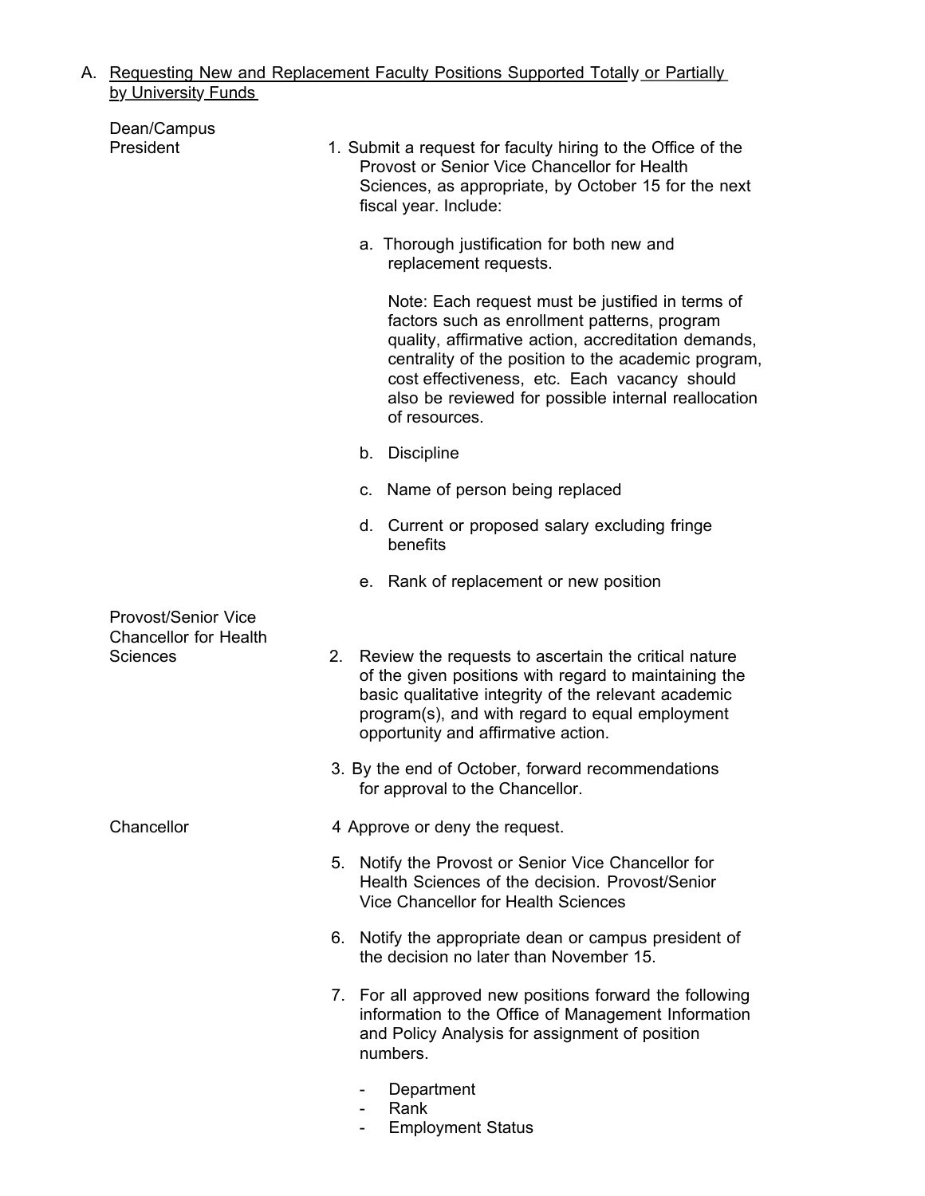A. <u>Requesting New and Replacement Faculty Positions Supported Totally or Partially by University Funds</u>

**Dean/Campus President**

1. Submit a request for faculty hiring to the Office of the Provost or Senior Vice Chancellor for Health Sciences, as appropriate, by October 15 for the next fiscal year. Include:

   a. Thorough justification for both new and replacement requests.

      Note: Each request must be justified in terms of factors such as enrollment patterns, program quality, affirmative action, accreditation demands, centrality of the position to the academic program, cost effectiveness, etc. Each vacancy should also be reviewed for possible internal reallocation of resources.

   b. Discipline

   c. Name of person being replaced

   d. Current or proposed salary excluding fringe benefits

   e. Rank of replacement or new position

**Provost/Senior Vice Chancellor for Health Sciences**

2. Review the requests to ascertain the critical nature of the given positions with regard to maintaining the basic qualitative integrity of the relevant academic program(s), and with regard to equal employment opportunity and affirmative action.

3. By the end of October, forward recommendations for approval to the Chancellor.

**Chancellor**

4 Approve or deny the request.

5. Notify the Provost or Senior Vice Chancellor for Health Sciences of the decision. Provost/Senior Vice Chancellor for Health Sciences

6. Notify the appropriate dean or campus president of the decision no later than November 15.

7. For all approved new positions forward the following information to the Office of Management Information and Policy Analysis for assignment of position numbers.

   - Department
   - Rank
   - Employment Status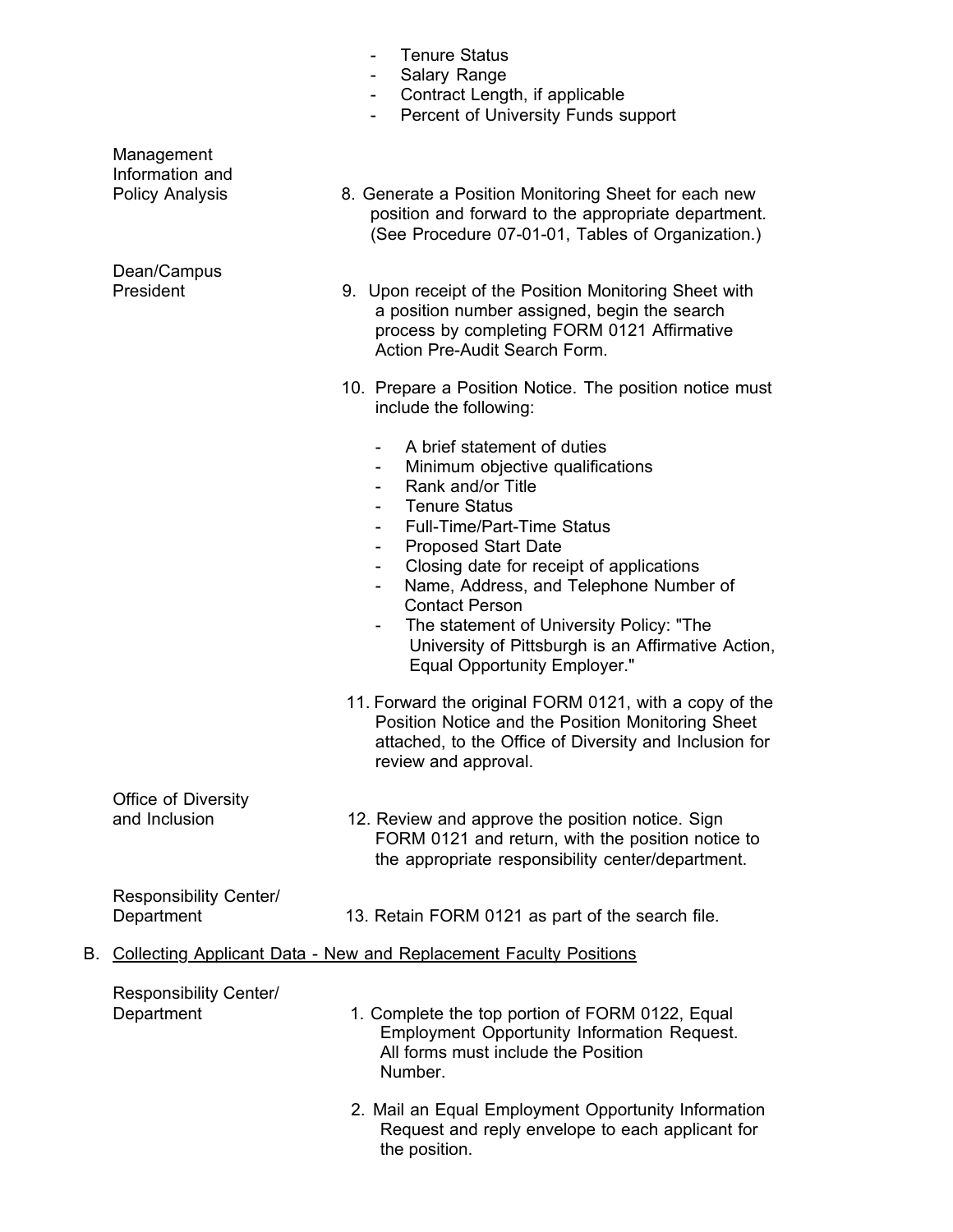- Tenure Status
- Salary Range
- Contract Length, if applicable
- Percent of University Funds support

| | |
|---|---|
| Management Information and Policy Analysis | 8. Generate a Position Monitoring Sheet for each new position and forward to the appropriate department. (See Procedure 07-01-01, Tables of Organization.) |
| Dean/Campus President | 9. Upon receipt of the Position Monitoring Sheet with a position number assigned, begin the search process by completing FORM 0121 Affirmative Action Pre-Audit Search Form. |
| | 10. Prepare a Position Notice. The position notice must include the following:<br>- A brief statement of duties<br>- Minimum objective qualifications<br>- Rank and/or Title<br>- Tenure Status<br>- Full-Time/Part-Time Status<br>- Proposed Start Date<br>- Closing date for receipt of applications<br>- Name, Address, and Telephone Number of Contact Person<br>- The statement of University Policy: "The University of Pittsburgh is an Affirmative Action, Equal Opportunity Employer." |
| | 11. Forward the original FORM 0121, with a copy of the Position Notice and the Position Monitoring Sheet attached, to the Office of Diversity and Inclusion for review and approval. |
| Office of Diversity and Inclusion | 12. Review and approve the position notice. Sign FORM 0121 and return, with the position notice to the appropriate responsibility center/department. |
| Responsibility Center/ Department | 13. Retain FORM 0121 as part of the search file. |

B. Collecting Applicant Data - New and Replacement Faculty Positions

| | |
|---|---|
| Responsibility Center/ Department | 1. Complete the top portion of FORM 0122, Equal Employment Opportunity Information Request. All forms must include the Position Number. |
| | 2. Mail an Equal Employment Opportunity Information Request and reply envelope to each applicant for the position. |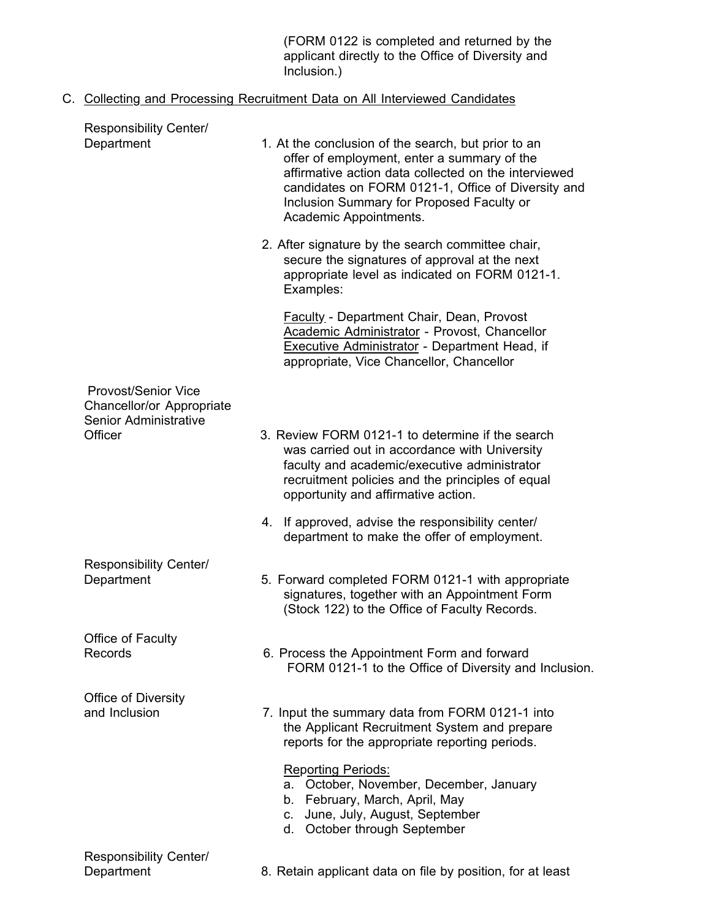(FORM 0122 is completed and returned by the applicant directly to the Office of Diversity and Inclusion.)

C. Collecting and Processing Recruitment Data on All Interviewed Candidates

**Responsibility Center/ Department**

1. At the conclusion of the search, but prior to an offer of employment, enter a summary of the affirmative action data collected on the interviewed candidates on FORM 0121-1, Office of Diversity and Inclusion Summary for Proposed Faculty or Academic Appointments.

2. After signature by the search committee chair, secure the signatures of approval at the next appropriate level as indicated on FORM 0121-1. Examples:

   Faculty - Department Chair, Dean, Provost
   Academic Administrator - Provost, Chancellor
   Executive Administrator - Department Head, if appropriate, Vice Chancellor, Chancellor

**Provost/Senior Vice Chancellor/or Appropriate Senior Administrative Officer**

3. Review FORM 0121-1 to determine if the search was carried out in accordance with University faculty and academic/executive administrator recruitment policies and the principles of equal opportunity and affirmative action.

4. If approved, advise the responsibility center/ department to make the offer of employment.

**Responsibility Center/ Department**

5. Forward completed FORM 0121-1 with appropriate signatures, together with an Appointment Form (Stock 122) to the Office of Faculty Records.

**Office of Faculty Records**

6. Process the Appointment Form and forward FORM 0121-1 to the Office of Diversity and Inclusion.

**Office of Diversity and Inclusion**

7. Input the summary data from FORM 0121-1 into the Applicant Recruitment System and prepare reports for the appropriate reporting periods.

   Reporting Periods:
   a. October, November, December, January
   b. February, March, April, May
   c. June, July, August, September
   d. October through September

**Responsibility Center/ Department**

8. Retain applicant data on file by position, for at least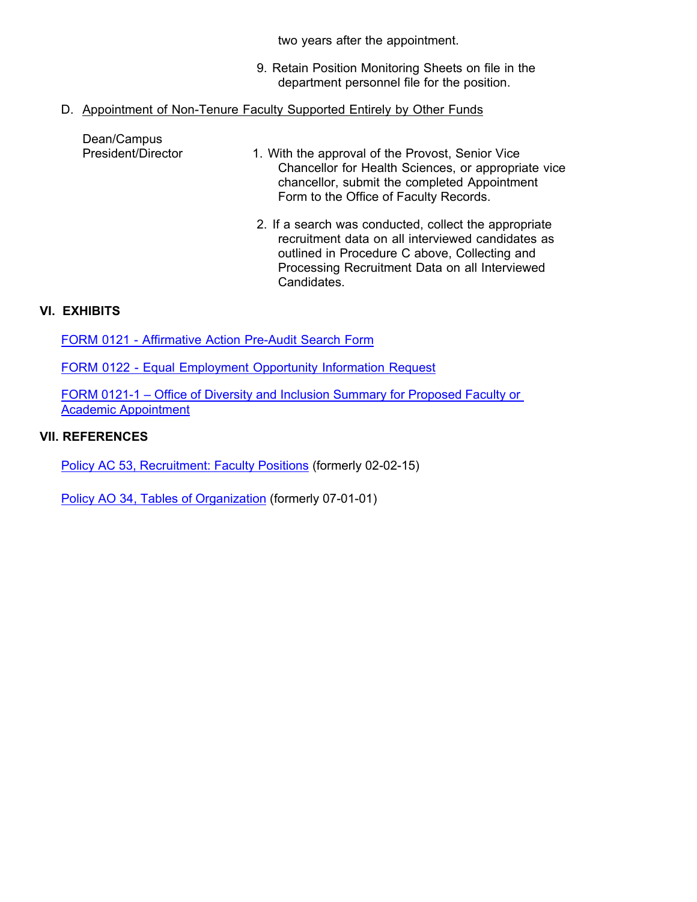two years after the appointment.

9. Retain Position Monitoring Sheets on file in the department personnel file for the position.

D. Appointment of Non-Tenure Faculty Supported Entirely by Other Funds

Dean/Campus President/Director

1. With the approval of the Provost, Senior Vice Chancellor for Health Sciences, or appropriate vice chancellor, submit the completed Appointment Form to the Office of Faculty Records.

2. If a search was conducted, collect the appropriate recruitment data on all interviewed candidates as outlined in Procedure C above, Collecting and Processing Recruitment Data on all Interviewed Candidates.

## VI. EXHIBITS

FORM 0121 - Affirmative Action Pre-Audit Search Form

FORM 0122 - Equal Employment Opportunity Information Request

FORM 0121-1 – Office of Diversity and Inclusion Summary for Proposed Faculty or Academic Appointment

## VII. REFERENCES

Policy AC 53, Recruitment: Faculty Positions (formerly 02-02-15)

Policy AO 34, Tables of Organization (formerly 07-01-01)